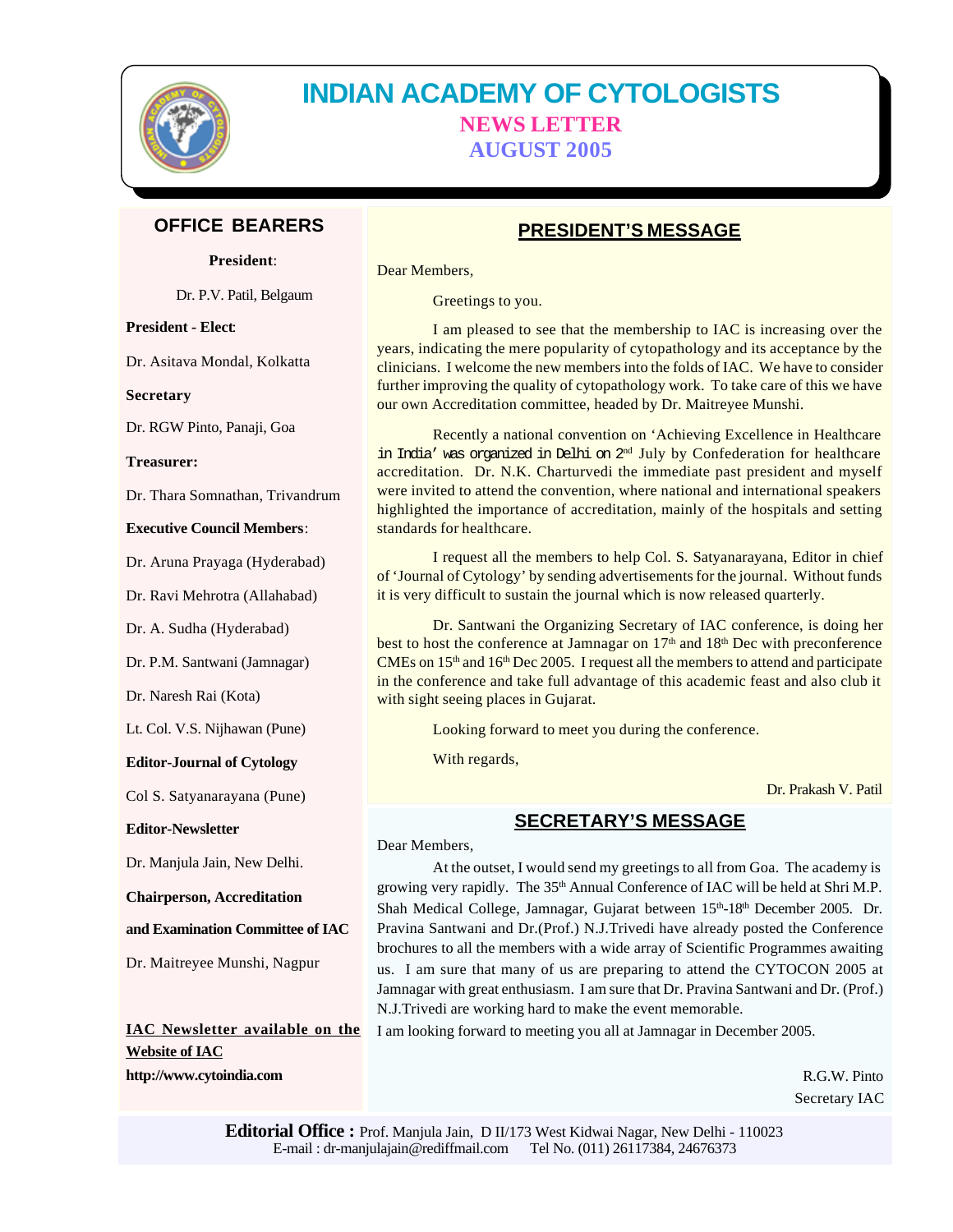# INDIAN ACADEMY OF CYTOLOGISTS

## NEWS LETTER

## AUGUST 2005

## OFFICE BEARERS

**President**:

Dr. P.V. Patil, Belgaum

**President - Elect**:

Dr. Asitava Mondal, Kolkatta

**Secretary**

Dr. RGW Pinto, Panaji, Goa

**Treasurer:**

Dr. Thara Somnathan, Trivandrum

**Executive Council Members**:

Dr. Aruna Prayaga (Hyderabad)

Dr. Ravi Mehrotra (Allahabad)

Dr. A. Sudha (Hyderabad)

Dr. P.M. Santwani (Jamnagar)

Dr. Naresh Rai (Kota)

Lt. Col. V.S. Nijhawan (Pune)

**Editor-Journal of Cytology**

Col S. Satyanarayana (Pune)

**Editor-Newsletter**

Dr. Manjula Jain, New Delhi.

**Chairperson, Accreditation and Examination Committee of IAC**

Dr. Maitreyee Munshi, Nagpur

**IAC Newsletter available on the Website of IAC**

**http://www.cytoindia.com**

## PRESIDENT'S MESSAGE

Dear Members,

Greetings to you.

I am pleased to see that the membership to IAC is increasing over the years, indicating the mere popularity of cytopathology and its acceptance by the clinicians. I welcome the new members into the folds of IAC. We have to consider further improving the quality of cytopathology work. To take care of this we have our own Accreditation committee, headed by Dr. Maitreyee Munshi.

Recently a national convention on 'Achieving Excellence in Healthcare in India' was organized in Delhi on 2nd July by Confederation for healthcare accreditation. Dr. N.K. Charturvedi the immediate past president and myself were invited to attend the convention, where national and international speakers highlighted the importance of accreditation, mainly of the hospitals and setting standards for healthcare.

I request all the members to help Col. S. Satyanarayana, Editor in chief of 'Journal of Cytology' by sending advertisements for the journal. Without funds it is very difficult to sustain the journal which is now released quarterly.

Dr. Santwani the Organizing Secretary of IAC conference, is doing her best to host the conference at Jamnagar on 17th and 18th Dec with preconference CMEs on 15th and 16th Dec 2005. I request all the members to attend and participate in the conference and take full advantage of this academic feast and also club it with sight seeing places in Gujarat.

Looking forward to meet you during the conference.

With regards,

Dr. Prakash V. Patil

## SECRETARY'S MESSAGE

Dear Members,

At the outset, I would send my greetings to all from Goa. The academy is growing very rapidly. The 35th Annual Conference of IAC will be held at Shri M.P. Shah Medical College, Jamnagar, Gujarat between 15th-18th December 2005. Dr. Pravina Santwani and Dr.(Prof.) N.J.Trivedi have already posted the Conference brochures to all the members with a wide array of Scientific Programmes awaiting us. I am sure that many of us are preparing to attend the CYTOCON 2005 at Jamnagar with great enthusiasm. I am sure that Dr. Pravina Santwani and Dr. (Prof.) N.J.Trivedi are working hard to make the event memorable.

I am looking forward to meeting you all at Jamnagar in December 2005.

R.G.W. Pinto
Secretary IAC

**Editorial Office :** Prof. Manjula Jain, D II/173 West Kidwai Nagar, New Delhi - 110023
E-mail : dr-manjulajain@rediffmail.com Tel No. (011) 26117384, 24676373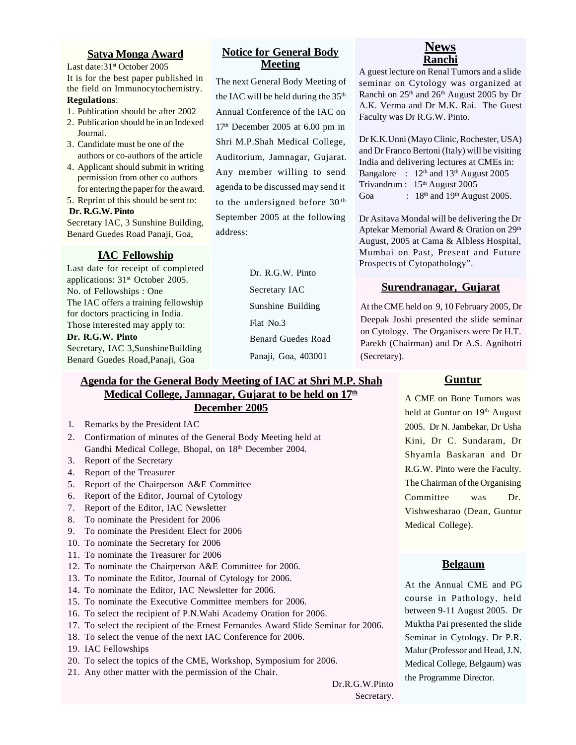## Satya Monga Award

Last date:31st October 2005

It is for the best paper published in the field on Immunocytochemistry.

**Regulations**:

1. Publication should be after 2002
2. Publication should be in an Indexed Journal.
3. Candidate must be one of the authors or co-authors of the article
4. Applicant should submit in writing permission from other co authors for entering the paper for the award.
5. Reprint of this should be sent to:

**Dr. R.G.W. Pinto**

Secretary IAC, 3 Sunshine Building, Benard Guedes Road Panaji, Goa,

## IAC Fellowship

Last date for receipt of completed applications: 31st October 2005.

No. of Fellowships : One

The IAC offers a training fellowship for doctors practicing in India.

Those interested may apply to:

**Dr. R.G.W. Pinto**

Secretary, IAC 3,SunshineBuilding Benard Guedes Road,Panaji, Goa

## Notice for General Body Meeting

The next General Body Meeting of the IAC will be held during the 35th Annual Conference of the IAC on 17th December 2005 at 6.00 pm in Shri M.P.Shah Medical College, Auditorium, Jamnagar, Gujarat. Any member willing to send agenda to be discussed may send it to the undersigned before 30th September 2005 at the following address:

Dr. R.G.W. Pinto
Secretary IAC
Sunshine Building
Flat No.3
Benard Guedes Road
Panaji, Goa, 403001

# News

## Ranchi

A guest lecture on Renal Tumors and a slide seminar on Cytology was organized at Ranchi on 25th and 26th August 2005 by Dr A.K. Verma and Dr M.K. Rai. The Guest Faculty was Dr R.G.W. Pinto.

Dr K.K.Unni (Mayo Clinic, Rochester, USA) and Dr Franco Bertoni (Italy) will be visiting India and delivering lectures at CMEs in:

Bangalore : 12th and 13th August 2005
Trivandrum : 15th August 2005
Goa : 18th and 19th August 2005.

Dr Asitava Mondal will be delivering the Dr Aptekar Memorial Award & Oration on 29th August, 2005 at Cama & Albless Hospital, Mumbai on Past, Present and Future Prospects of Cytopathology".

## Surendranagar, Gujarat

At the CME held on 9, 10 February 2005, Dr Deepak Joshi presented the slide seminar on Cytology. The Organisers were Dr H.T. Parekh (Chairman) and Dr A.S. Agnihotri (Secretary).

## Agenda for the General Body Meeting of IAC at Shri M.P. Shah Medical College, Jamnagar, Gujarat to be held on 17th December 2005

1. Remarks by the President IAC
2. Confirmation of minutes of the General Body Meeting held at Gandhi Medical College, Bhopal, on 18th December 2004.
3. Report of the Secretary
4. Report of the Treasurer
5. Report of the Chairperson A&E Committee
6. Report of the Editor, Journal of Cytology
7. Report of the Editor, IAC Newsletter
8. To nominate the President for 2006
9. To nominate the President Elect for 2006
10. To nominate the Secretary for 2006
11. To nominate the Treasurer for 2006
12. To nominate the Chairperson A&E Committee for 2006.
13. To nominate the Editor, Journal of Cytology for 2006.
14. To nominate the Editor, IAC Newsletter for 2006.
15. To nominate the Executive Committee members for 2006.
16. To select the recipient of P.N.Wahi Academy Oration for 2006.
17. To select the recipient of the Ernest Fernandes Award Slide Seminar for 2006.
18. To select the venue of the next IAC Conference for 2006.
19. IAC Fellowships
20. To select the topics of the CME, Workshop, Symposium for 2006.
21. Any other matter with the permission of the Chair.

Dr.R.G.W.Pinto
Secretary.

## Guntur

A CME on Bone Tumors was held at Guntur on 19th August 2005. Dr N. Jambekar, Dr Usha Kini, Dr C. Sundaram, Dr Shyamla Baskaran and Dr R.G.W. Pinto were the Faculty. The Chairman of the Organising Committee was Dr. Vishweshara o (Dean, Guntur Medical College).

## Belgaum

At the Annual CME and PG course in Pathology, held between 9-11 August 2005. Dr Muktha Pai presented the slide Seminar in Cytology. Dr P.R. Malur (Professor and Head, J.N. Medical College, Belgaum) was the Programme Director.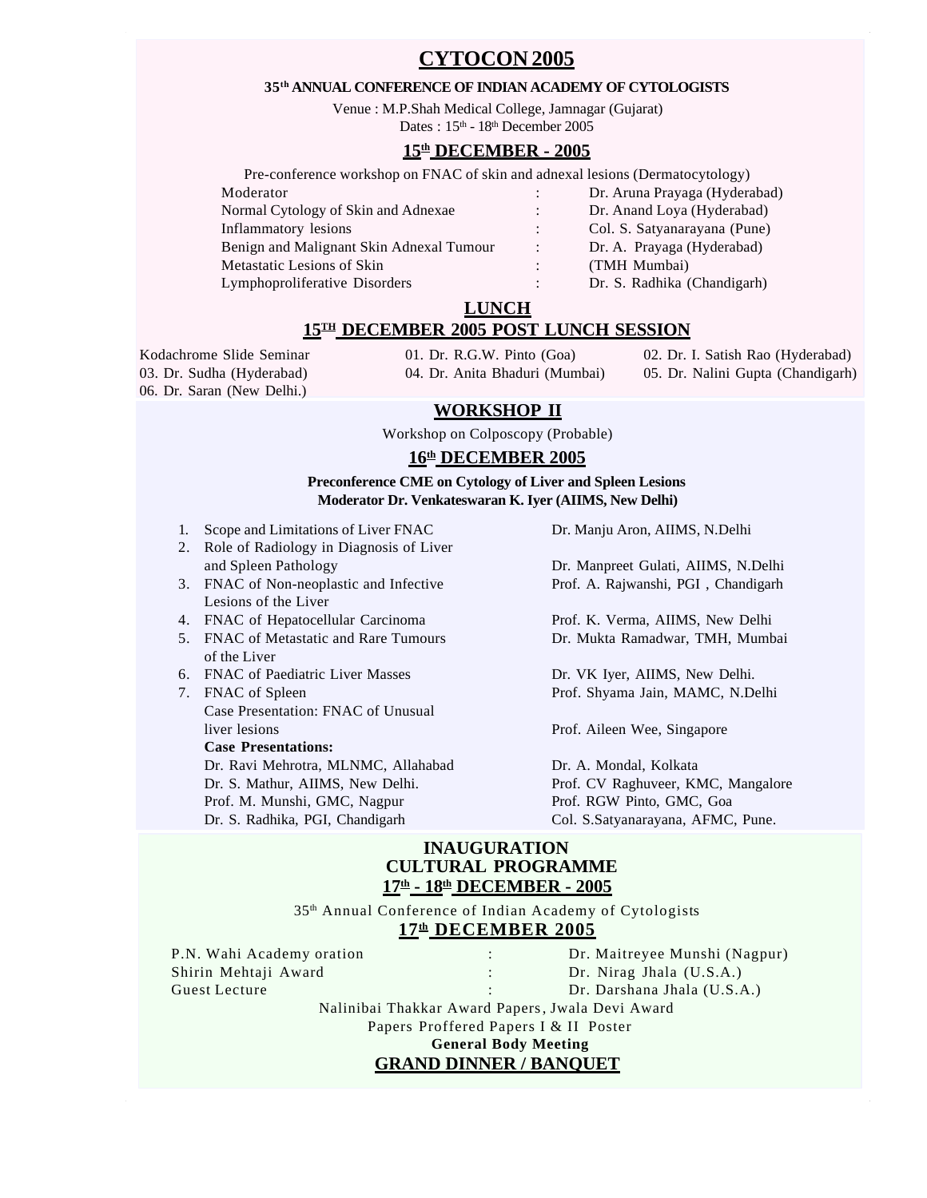# CYTOCON 2005

**35th ANNUAL CONFERENCE OF INDIAN ACADEMY OF CYTOLOGISTS**

Venue : M.P.Shah Medical College, Jamnagar (Gujarat)
Dates : 15th - 18th December 2005

## 15th DECEMBER - 2005

Pre-conference workshop on FNAC of skin and adnexal lesions (Dermatocytology)

| | | |
|---|---|---|
| Moderator | : | Dr. Aruna Prayaga (Hyderabad) |
| Normal Cytology of Skin and Adnexae | : | Dr. Anand Loya (Hyderabad) |
| Inflammatory lesions | : | Col. S. Satyanarayana (Pune) |
| Benign and Malignant Skin Adnexal Tumour | : | Dr. A. Prayaga (Hyderabad) |
| Metastatic Lesions of Skin | : | (TMH Mumbai) |
| Lymphoproliferative Disorders | : | Dr. S. Radhika (Chandigarh) |

## LUNCH

## 15TH DECEMBER 2005 POST LUNCH SESSION

Kodachrome Slide Seminar
01. Dr. R.G.W. Pinto (Goa)
02. Dr. I. Satish Rao (Hyderabad)
03. Dr. Sudha (Hyderabad)
04. Dr. Anita Bhaduri (Mumbai)
05. Dr. Nalini Gupta (Chandigarh)
06. Dr. Saran (New Delhi.)

## WORKSHOP II

Workshop on Colposcopy (Probable)

## 16th DECEMBER 2005

**Preconference CME on Cytology of Liver and Spleen Lesions**
**Moderator Dr. Venkateswaran K. Iyer (AIIMS, New Delhi)**

| | |
|---|---|
| 1. Scope and Limitations of Liver FNAC | Dr. Manju Aron, AIIMS, N.Delhi |
| 2. Role of Radiology in Diagnosis of Liver and Spleen Pathology | Dr. Manpreet Gulati, AIIMS, N.Delhi |
| 3. FNAC of Non-neoplastic and Infective Lesions of the Liver | Prof. A. Rajwanshi, PGI , Chandigarh |
| 4. FNAC of Hepatocellular Carcinoma | Prof. K. Verma, AIIMS, New Delhi |
| 5. FNAC of Metastatic and Rare Tumours of the Liver | Dr. Mukta Ramadwar, TMH, Mumbai |
| 6. FNAC of Paediatric Liver Masses | Dr. VK Iyer, AIIMS, New Delhi. |
| 7. FNAC of Spleen | Prof. Shyama Jain, MAMC, N.Delhi |
| Case Presentation: FNAC of Unusual liver lesions | Prof. Aileen Wee, Singapore |

**Case Presentations:**

| | |
|---|---|
| Dr. Ravi Mehrotra, MLNMC, Allahabad | Dr. A. Mondal, Kolkata |
| Dr. S. Mathur, AIIMS, New Delhi. | Prof. CV Raghuveer, KMC, Mangalore |
| Prof. M. Munshi, GMC, Nagpur | Prof. RGW Pinto, GMC, Goa |
| Dr. S. Radhika, PGI, Chandigarh | Col. S.Satyanarayana, AFMC, Pune. |

## INAUGURATION
## CULTURAL PROGRAMME
## 17th - 18th DECEMBER - 2005

35th Annual Conference of Indian Academy of Cytologists

## 17th DECEMBER 2005

| | | |
|---|---|---|
| P.N. Wahi Academy oration | : | Dr. Maitreyee Munshi (Nagpur) |
| Shirin Mehtaji Award | : | Dr. Nirag Jhala (U.S.A.) |
| Guest Lecture | : | Dr. Darshana Jhala (U.S.A.) |

Nalinibai Thakkar Award Papers, Jwala Devi Award
Papers Proffered Papers I & II Poster

**General Body Meeting**

## GRAND DINNER / BANQUET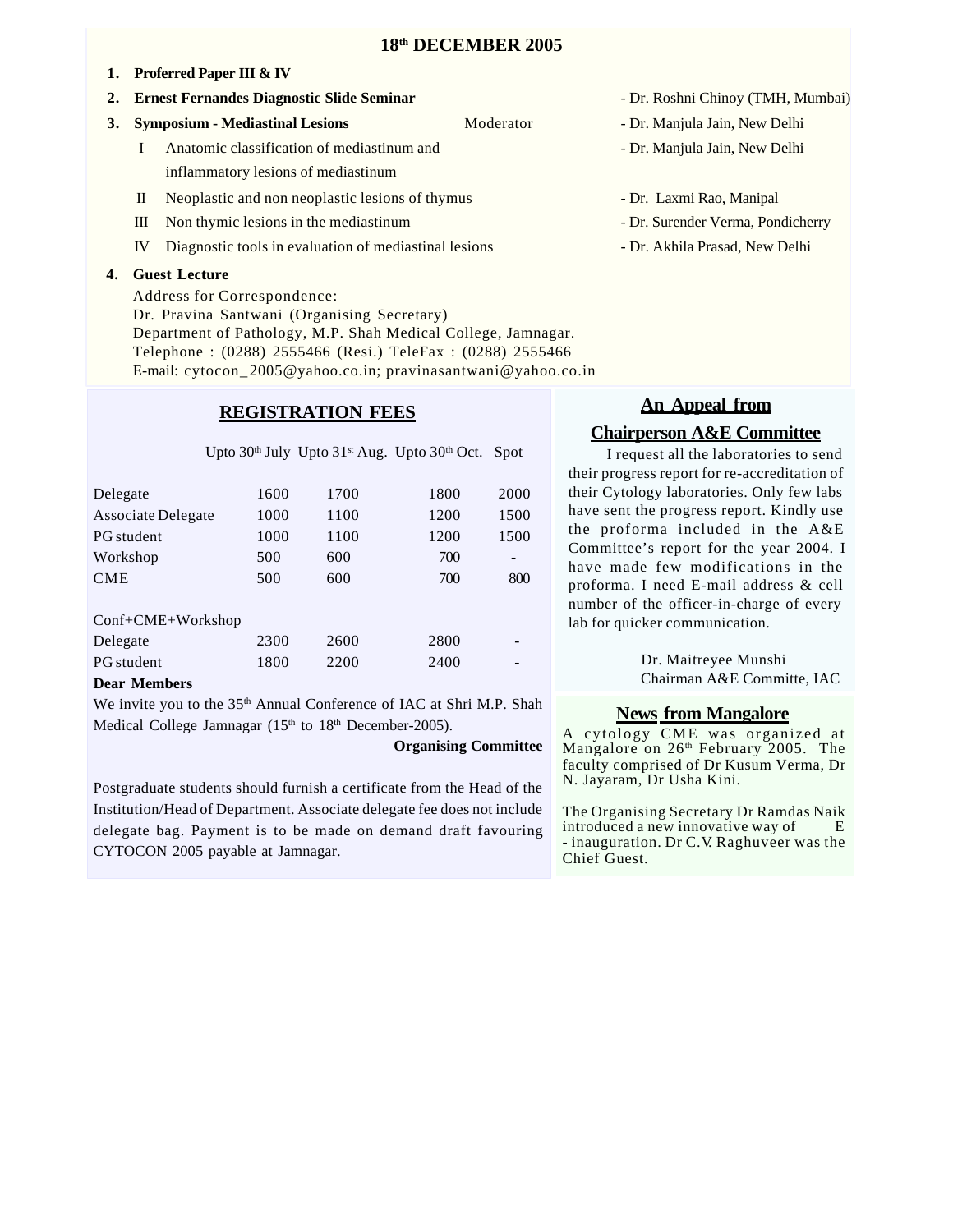## 18th DECEMBER 2005

1. **Proferred Paper III & IV**
2. **Ernest Fernandes Diagnostic Slide Seminar** - Dr. Roshni Chinoy (TMH, Mumbai)
3. **Symposium - Mediastinal Lesions** Moderator - Dr. Manjula Jain, New Delhi
   - I Anatomic classification of mediastinum and inflammatory lesions of mediastinum - Dr. Manjula Jain, New Delhi
   - II Neoplastic and non neoplastic lesions of thymus - Dr. Laxmi Rao, Manipal
   - III Non thymic lesions in the mediastinum - Dr. Surender Verma, Pondicherry
   - IV Diagnostic tools in evaluation of mediastinal lesions - Dr. Akhila Prasad, New Delhi
4. **Guest Lecture**

Address for Correspondence:
Dr. Pravina Santwani (Organising Secretary)
Department of Pathology, M.P. Shah Medical College, Jamnagar.
Telephone : (0288) 2555466 (Resi.) TeleFax : (0288) 2555466
E-mail: cytocon_2005@yahoo.co.in; pravinasantwani@yahoo.co.in

## REGISTRATION FEES

| | Upto 30th July | Upto 31st Aug. | Upto 30th Oct. | Spot |
|---|---|---|---|---|
| Delegate | 1600 | 1700 | 1800 | 2000 |
| Associate Delegate | 1000 | 1100 | 1200 | 1500 |
| PG student | 1000 | 1100 | 1200 | 1500 |
| Workshop | 500 | 600 | 700 | - |
| CME | 500 | 600 | 700 | 800 |
| Conf+CME+Workshop | | | | |
| Delegate | 2300 | 2600 | 2800 | - |
| PG student | 1800 | 2200 | 2400 | - |

**Dear Members**

We invite you to the 35th Annual Conference of IAC at Shri M.P. Shah Medical College Jamnagar (15th to 18th December-2005).

**Organising Committee**

Postgraduate students should furnish a certificate from the Head of the Institution/Head of Department. Associate delegate fee does not include delegate bag. Payment is to be made on demand draft favouring CYTOCON 2005 payable at Jamnagar.

## An Appeal from Chairperson A&E Committee

I request all the laboratories to send their progress report for re-accreditation of their Cytology laboratories. Only few labs have sent the progress report. Kindly use the proforma included in the A&E Committee's report for the year 2004. I have made few modifications in the proforma. I need E-mail address & cell number of the officer-in-charge of every lab for quicker communication.

Dr. Maitreyee Munshi
Chairman A&E Committe, IAC

## News from Mangalore

A cytology CME was organized at Mangalore on 26th February 2005. The faculty comprised of Dr Kusum Verma, Dr N. Jayaram, Dr Usha Kini.

The Organising Secretary Dr Ramdas Naik introduced a new innovative way of E - inauguration. Dr C.V. Raghuveer was the Chief Guest.